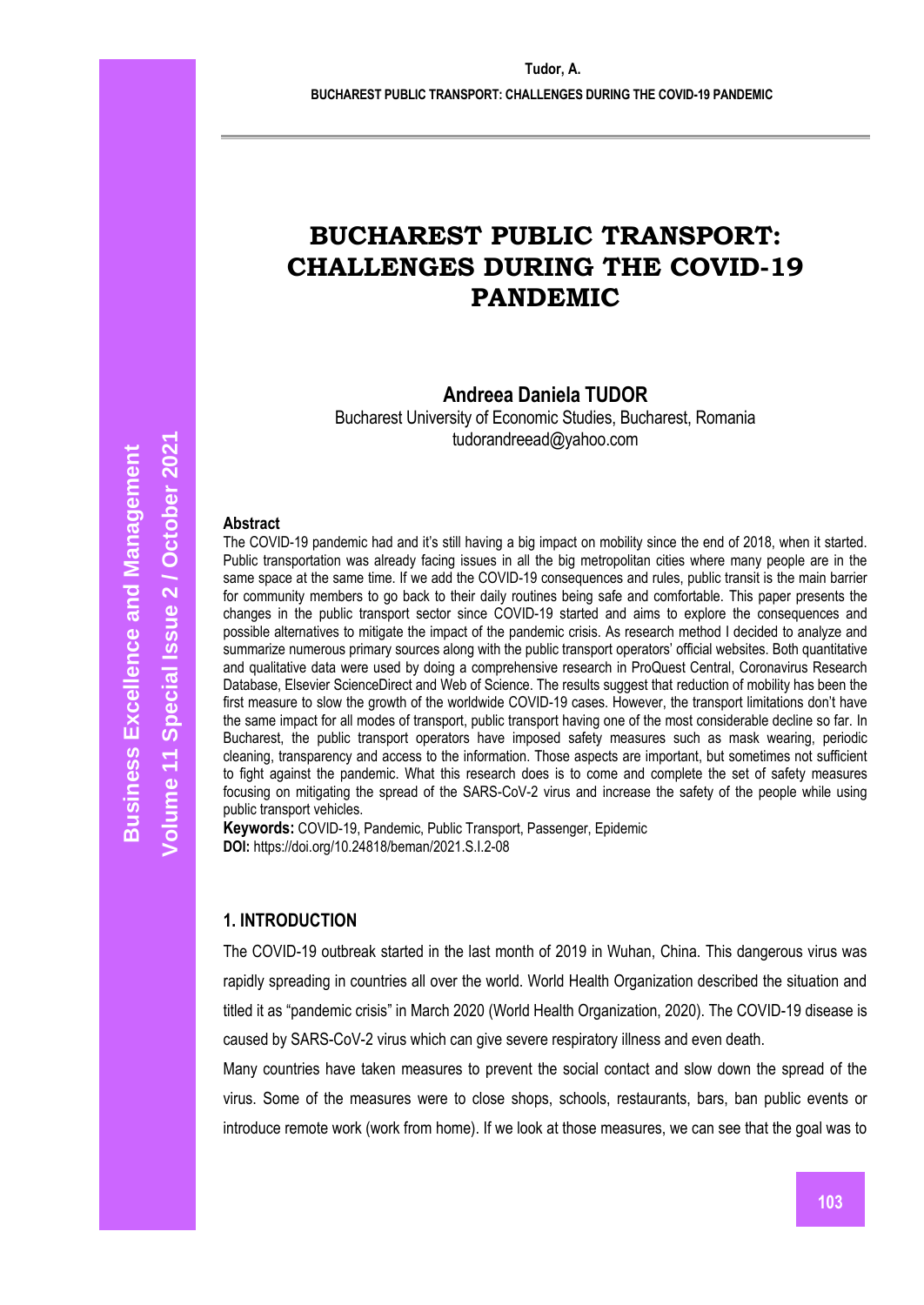# BUCHAREST PUBLIC TRANSPORT: CHALLENGES DURING THE COVID-19 PANDEMIC

**Andreea Daniela TUDOR**
Bucharest University of Economic Studies, Bucharest, Romania
tudorandreead@yahoo.com

### Abstract

The COVID-19 pandemic had and it's still having a big impact on mobility since the end of 2018, when it started. Public transportation was already facing issues in all the big metropolitan cities where many people are in the same space at the same time. If we add the COVID-19 consequences and rules, public transit is the main barrier for community members to go back to their daily routines being safe and comfortable. This paper presents the changes in the public transport sector since COVID-19 started and aims to explore the consequences and possible alternatives to mitigate the impact of the pandemic crisis. As research method I decided to analyze and summarize numerous primary sources along with the public transport operators' official websites. Both quantitative and qualitative data were used by doing a comprehensive research in ProQuest Central, Coronavirus Research Database, Elsevier ScienceDirect and Web of Science. The results suggest that reduction of mobility has been the first measure to slow the growth of the worldwide COVID-19 cases. However, the transport limitations don't have the same impact for all modes of transport, public transport having one of the most considerable decline so far. In Bucharest, the public transport operators have imposed safety measures such as mask wearing, periodic cleaning, transparency and access to the information. Those aspects are important, but sometimes not sufficient to fight against the pandemic. What this research does is to come and complete the set of safety measures focusing on mitigating the spread of the SARS-CoV-2 virus and increase the safety of the people while using public transport vehicles.

**Keywords:** COVID-19, Pandemic, Public Transport, Passenger, Epidemic
**DOI:** https://doi.org/10.24818/beman/2021.S.I.2-08

## 1. INTRODUCTION

The COVID-19 outbreak started in the last month of 2019 in Wuhan, China. This dangerous virus was rapidly spreading in countries all over the world. World Health Organization described the situation and titled it as "pandemic crisis" in March 2020 (World Health Organization, 2020). The COVID-19 disease is caused by SARS-CoV-2 virus which can give severe respiratory illness and even death.

Many countries have taken measures to prevent the social contact and slow down the spread of the virus. Some of the measures were to close shops, schools, restaurants, bars, ban public events or introduce remote work (work from home). If we look at those measures, we can see that the goal was to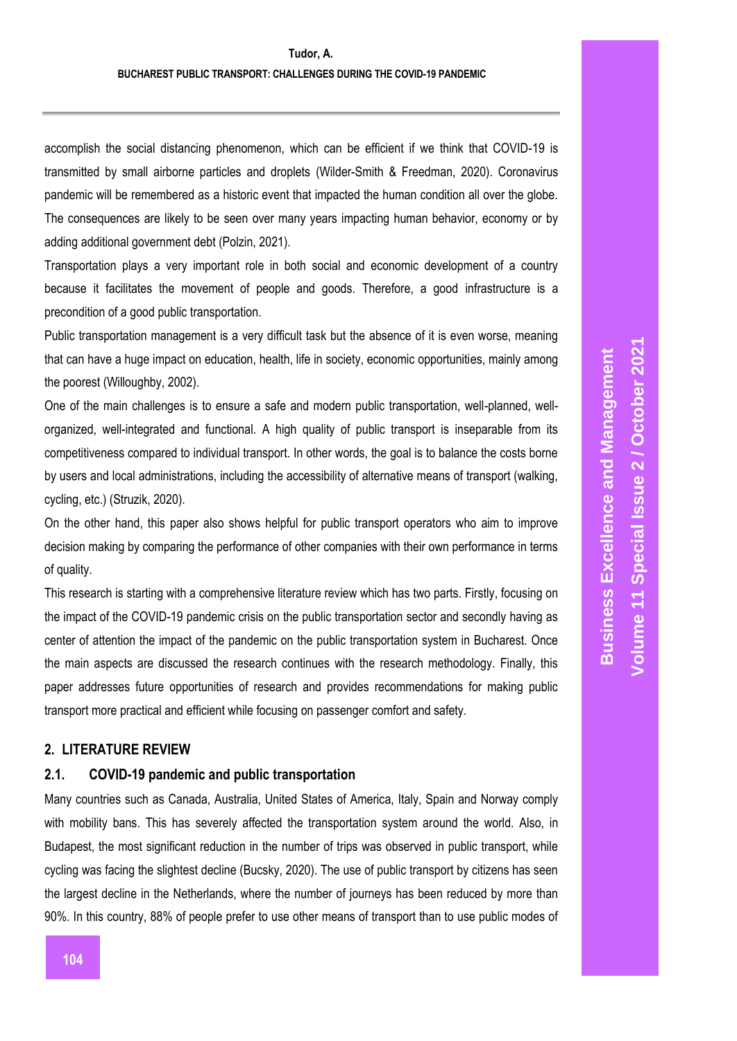accomplish the social distancing phenomenon, which can be efficient if we think that COVID-19 is transmitted by small airborne particles and droplets (Wilder-Smith & Freedman, 2020). Coronavirus pandemic will be remembered as a historic event that impacted the human condition all over the globe. The consequences are likely to be seen over many years impacting human behavior, economy or by adding additional government debt (Polzin, 2021).

Transportation plays a very important role in both social and economic development of a country because it facilitates the movement of people and goods. Therefore, a good infrastructure is a precondition of a good public transportation.

Public transportation management is a very difficult task but the absence of it is even worse, meaning that can have a huge impact on education, health, life in society, economic opportunities, mainly among the poorest (Willoughby, 2002).

One of the main challenges is to ensure a safe and modern public transportation, well-planned, well-organized, well-integrated and functional. A high quality of public transport is inseparable from its competitiveness compared to individual transport. In other words, the goal is to balance the costs borne by users and local administrations, including the accessibility of alternative means of transport (walking, cycling, etc.) (Struzik, 2020).

On the other hand, this paper also shows helpful for public transport operators who aim to improve decision making by comparing the performance of other companies with their own performance in terms of quality.

This research is starting with a comprehensive literature review which has two parts. Firstly, focusing on the impact of the COVID-19 pandemic crisis on the public transportation sector and secondly having as center of attention the impact of the pandemic on the public transportation system in Bucharest. Once the main aspects are discussed the research continues with the research methodology. Finally, this paper addresses future opportunities of research and provides recommendations for making public transport more practical and efficient while focusing on passenger comfort and safety.

## 2. LITERATURE REVIEW

### 2.1. COVID-19 pandemic and public transportation

Many countries such as Canada, Australia, United States of America, Italy, Spain and Norway comply with mobility bans. This has severely affected the transportation system around the world. Also, in Budapest, the most significant reduction in the number of trips was observed in public transport, while cycling was facing the slightest decline (Bucsky, 2020). The use of public transport by citizens has seen the largest decline in the Netherlands, where the number of journeys has been reduced by more than 90%. In this country, 88% of people prefer to use other means of transport than to use public modes of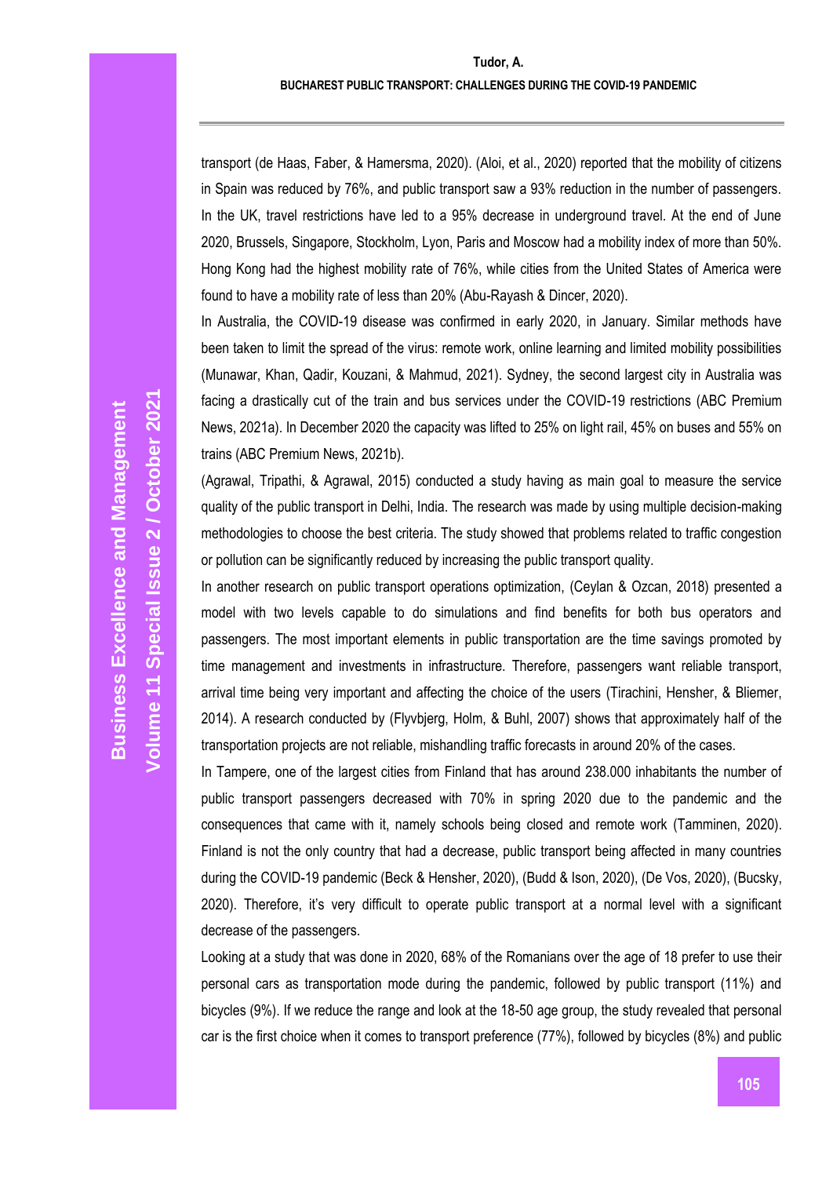transport (de Haas, Faber, & Hamersma, 2020). (Aloi, et al., 2020) reported that the mobility of citizens in Spain was reduced by 76%, and public transport saw a 93% reduction in the number of passengers. In the UK, travel restrictions have led to a 95% decrease in underground travel. At the end of June 2020, Brussels, Singapore, Stockholm, Lyon, Paris and Moscow had a mobility index of more than 50%. Hong Kong had the highest mobility rate of 76%, while cities from the United States of America were found to have a mobility rate of less than 20% (Abu-Rayash & Dincer, 2020).

In Australia, the COVID-19 disease was confirmed in early 2020, in January. Similar methods have been taken to limit the spread of the virus: remote work, online learning and limited mobility possibilities (Munawar, Khan, Qadir, Kouzani, & Mahmud, 2021). Sydney, the second largest city in Australia was facing a drastically cut of the train and bus services under the COVID-19 restrictions (ABC Premium News, 2021a). In December 2020 the capacity was lifted to 25% on light rail, 45% on buses and 55% on trains (ABC Premium News, 2021b).

(Agrawal, Tripathi, & Agrawal, 2015) conducted a study having as main goal to measure the service quality of the public transport in Delhi, India. The research was made by using multiple decision-making methodologies to choose the best criteria. The study showed that problems related to traffic congestion or pollution can be significantly reduced by increasing the public transport quality.

In another research on public transport operations optimization, (Ceylan & Ozcan, 2018) presented a model with two levels capable to do simulations and find benefits for both bus operators and passengers. The most important elements in public transportation are the time savings promoted by time management and investments in infrastructure. Therefore, passengers want reliable transport, arrival time being very important and affecting the choice of the users (Tirachini, Hensher, & Bliemer, 2014). A research conducted by (Flyvbjerg, Holm, & Buhl, 2007) shows that approximately half of the transportation projects are not reliable, mishandling traffic forecasts in around 20% of the cases.

In Tampere, one of the largest cities from Finland that has around 238.000 inhabitants the number of public transport passengers decreased with 70% in spring 2020 due to the pandemic and the consequences that came with it, namely schools being closed and remote work (Tamminen, 2020). Finland is not the only country that had a decrease, public transport being affected in many countries during the COVID-19 pandemic (Beck & Hensher, 2020), (Budd & Ison, 2020), (De Vos, 2020), (Bucsky, 2020). Therefore, it's very difficult to operate public transport at a normal level with a significant decrease of the passengers.

Looking at a study that was done in 2020, 68% of the Romanians over the age of 18 prefer to use their personal cars as transportation mode during the pandemic, followed by public transport (11%) and bicycles (9%). If we reduce the range and look at the 18-50 age group, the study revealed that personal car is the first choice when it comes to transport preference (77%), followed by bicycles (8%) and public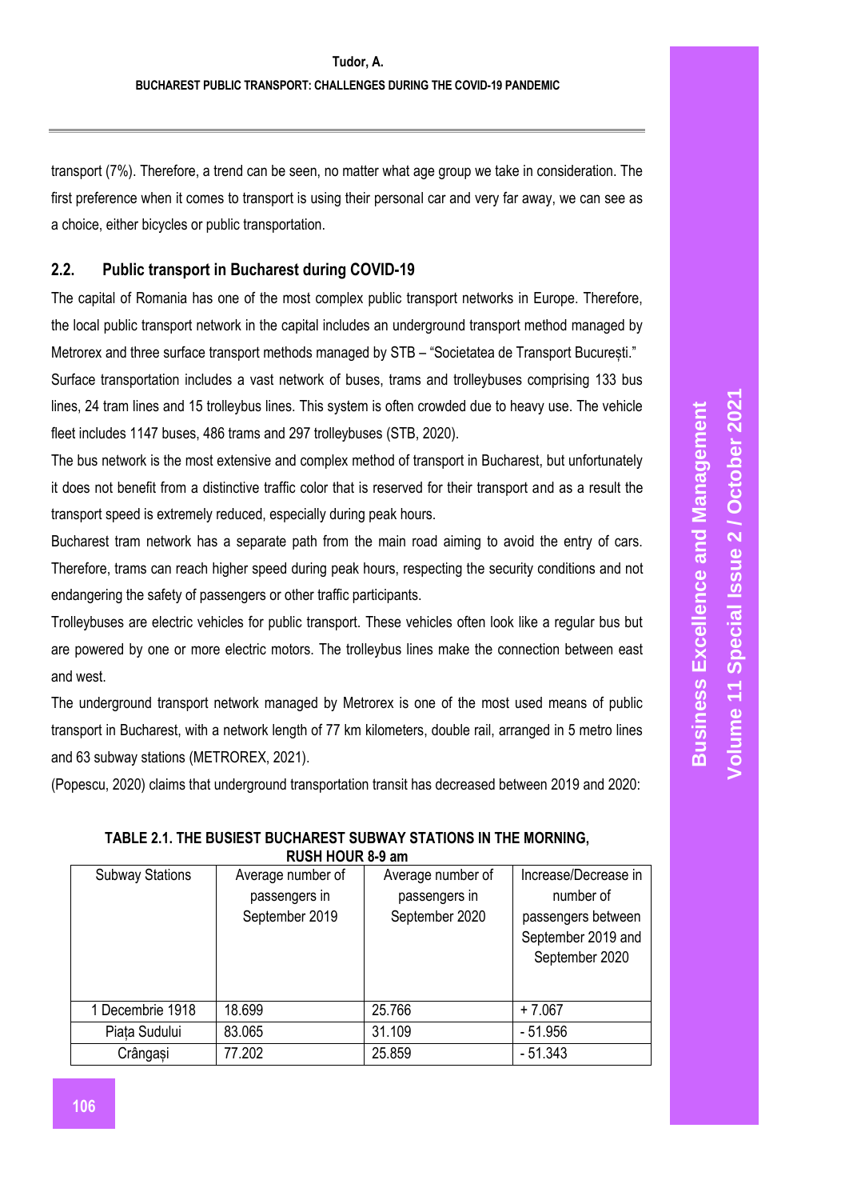transport (7%). Therefore, a trend can be seen, no matter what age group we take in consideration. The first preference when it comes to transport is using their personal car and very far away, we can see as a choice, either bicycles or public transportation.

## 2.2. Public transport in Bucharest during COVID-19

The capital of Romania has one of the most complex public transport networks in Europe. Therefore, the local public transport network in the capital includes an underground transport method managed by Metrorex and three surface transport methods managed by STB – "Societatea de Transport București."

Surface transportation includes a vast network of buses, trams and trolleybuses comprising 133 bus lines, 24 tram lines and 15 trolleybus lines. This system is often crowded due to heavy use. The vehicle fleet includes 1147 buses, 486 trams and 297 trolleybuses (STB, 2020).

The bus network is the most extensive and complex method of transport in Bucharest, but unfortunately it does not benefit from a distinctive traffic color that is reserved for their transport and as a result the transport speed is extremely reduced, especially during peak hours.

Bucharest tram network has a separate path from the main road aiming to avoid the entry of cars. Therefore, trams can reach higher speed during peak hours, respecting the security conditions and not endangering the safety of passengers or other traffic participants.

Trolleybuses are electric vehicles for public transport. These vehicles often look like a regular bus but are powered by one or more electric motors. The trolleybus lines make the connection between east and west.

The underground transport network managed by Metrorex is one of the most used means of public transport in Bucharest, with a network length of 77 km kilometers, double rail, arranged in 5 metro lines and 63 subway stations (METROREX, 2021).

(Popescu, 2020) claims that underground transportation transit has decreased between 2019 and 2020:

**TABLE 2.1. THE BUSIEST BUCHAREST SUBWAY STATIONS IN THE MORNING, RUSH HOUR 8-9 am**

| Subway Stations | Average number of passengers in September 2019 | Average number of passengers in September 2020 | Increase/Decrease in number of passengers between September 2019 and September 2020 |
|---|---|---|---|
| 1 Decembrie 1918 | 18.699 | 25.766 | + 7.067 |
| Piața Sudului | 83.065 | 31.109 | - 51.956 |
| Crângași | 77.202 | 25.859 | - 51.343 |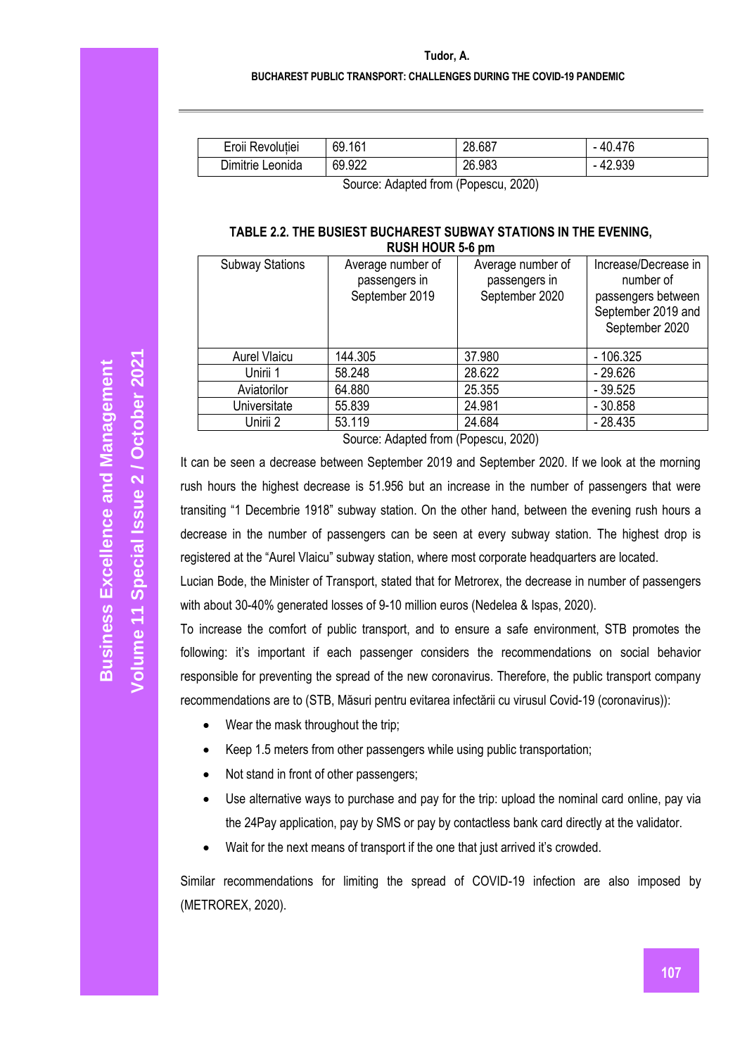| Eroii Revoluției | 69.161 | 28.687 | - 40.476 |
|---|---|---|---|
| Dimitrie Leonida | 69.922 | 26.983 | - 42.939 |

Source: Adapted from (Popescu, 2020)

**TABLE 2.2. THE BUSIEST BUCHAREST SUBWAY STATIONS IN THE EVENING, RUSH HOUR 5-6 pm**

| Subway Stations | Average number of passengers in September 2019 | Average number of passengers in September 2020 | Increase/Decrease in number of passengers between September 2019 and September 2020 |
|---|---|---|---|
| Aurel Vlaicu | 144.305 | 37.980 | - 106.325 |
| Unirii 1 | 58.248 | 28.622 | - 29.626 |
| Aviatorilor | 64.880 | 25.355 | - 39.525 |
| Universitate | 55.839 | 24.981 | - 30.858 |
| Unirii 2 | 53.119 | 24.684 | - 28.435 |

Source: Adapted from (Popescu, 2020)

It can be seen a decrease between September 2019 and September 2020. If we look at the morning rush hours the highest decrease is 51.956 but an increase in the number of passengers that were transiting "1 Decembrie 1918" subway station. On the other hand, between the evening rush hours a decrease in the number of passengers can be seen at every subway station. The highest drop is registered at the "Aurel Vlaicu" subway station, where most corporate headquarters are located.

Lucian Bode, the Minister of Transport, stated that for Metrorex, the decrease in number of passengers with about 30-40% generated losses of 9-10 million euros (Nedelea & Ispas, 2020).

To increase the comfort of public transport, and to ensure a safe environment, STB promotes the following: it's important if each passenger considers the recommendations on social behavior responsible for preventing the spread of the new coronavirus. Therefore, the public transport company recommendations are to (STB, Măsuri pentru evitarea infectării cu virusul Covid-19 (coronavirus)):

- Wear the mask throughout the trip;
- Keep 1.5 meters from other passengers while using public transportation;
- Not stand in front of other passengers;
- Use alternative ways to purchase and pay for the trip: upload the nominal card online, pay via the 24Pay application, pay by SMS or pay by contactless bank card directly at the validator.
- Wait for the next means of transport if the one that just arrived it's crowded.

Similar recommendations for limiting the spread of COVID-19 infection are also imposed by (METROREX, 2020).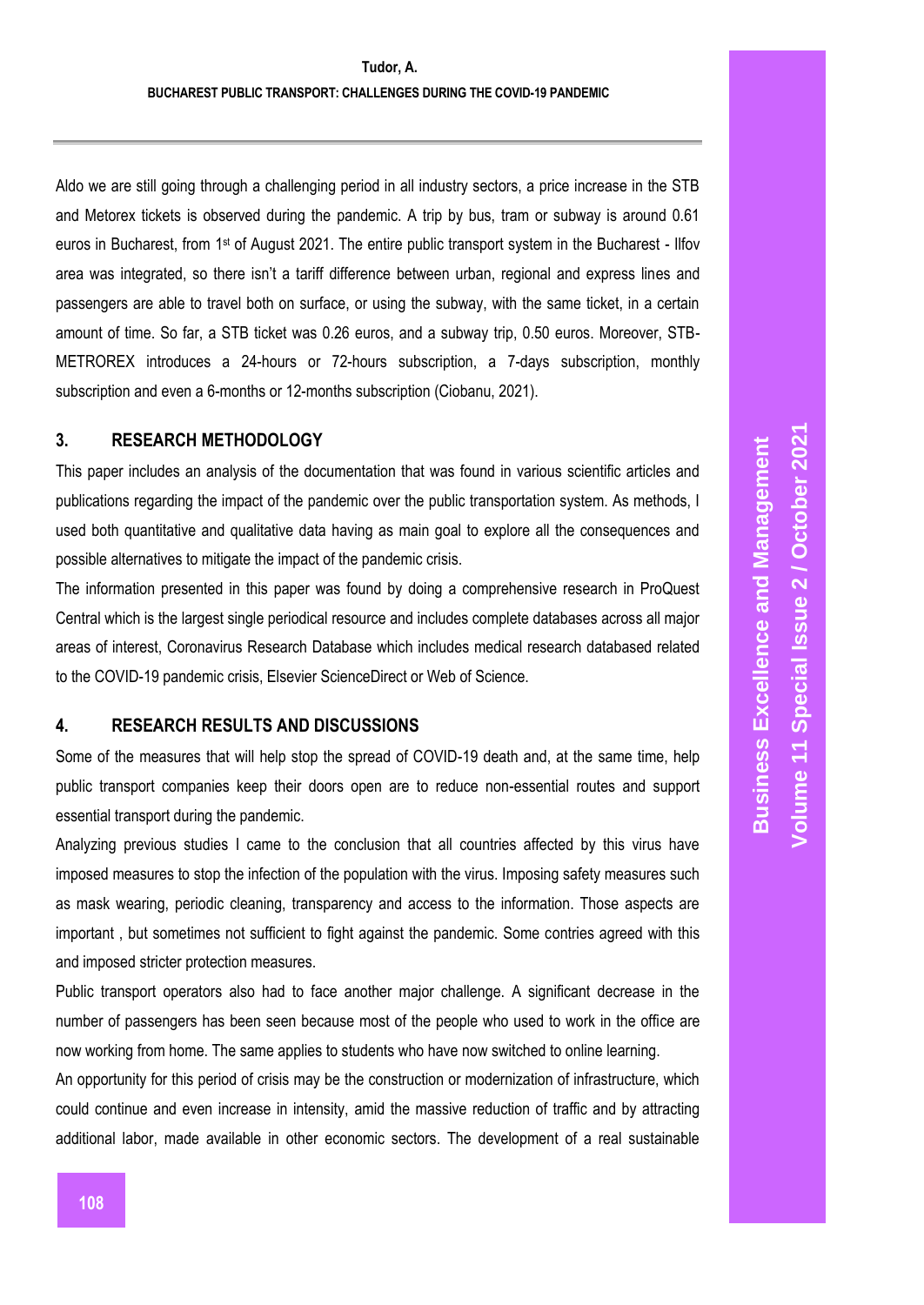Aldo we are still going through a challenging period in all industry sectors, a price increase in the STB and Metorex tickets is observed during the pandemic. A trip by bus, tram or subway is around 0.61 euros in Bucharest, from 1st of August 2021. The entire public transport system in the Bucharest - Ilfov area was integrated, so there isn't a tariff difference between urban, regional and express lines and passengers are able to travel both on surface, or using the subway, with the same ticket, in a certain amount of time. So far, a STB ticket was 0.26 euros, and a subway trip, 0.50 euros. Moreover, STB-METROREX introduces a 24-hours or 72-hours subscription, a 7-days subscription, monthly subscription and even a 6-months or 12-months subscription (Ciobanu, 2021).

## 3. RESEARCH METHODOLOGY

This paper includes an analysis of the documentation that was found in various scientific articles and publications regarding the impact of the pandemic over the public transportation system. As methods, I used both quantitative and qualitative data having as main goal to explore all the consequences and possible alternatives to mitigate the impact of the pandemic crisis.

The information presented in this paper was found by doing a comprehensive research in ProQuest Central which is the largest single periodical resource and includes complete databases across all major areas of interest, Coronavirus Research Database which includes medical research databased related to the COVID-19 pandemic crisis, Elsevier ScienceDirect or Web of Science.

## 4. RESEARCH RESULTS AND DISCUSSIONS

Some of the measures that will help stop the spread of COVID-19 death and, at the same time, help public transport companies keep their doors open are to reduce non-essential routes and support essential transport during the pandemic.

Analyzing previous studies I came to the conclusion that all countries affected by this virus have imposed measures to stop the infection of the population with the virus. Imposing safety measures such as mask wearing, periodic cleaning, transparency and access to the information. Those aspects are important , but sometimes not sufficient to fight against the pandemic. Some contries agreed with this and imposed stricter protection measures.

Public transport operators also had to face another major challenge. A significant decrease in the number of passengers has been seen because most of the people who used to work in the office are now working from home. The same applies to students who have now switched to online learning.

An opportunity for this period of crisis may be the construction or modernization of infrastructure, which could continue and even increase in intensity, amid the massive reduction of traffic and by attracting additional labor, made available in other economic sectors. The development of a real sustainable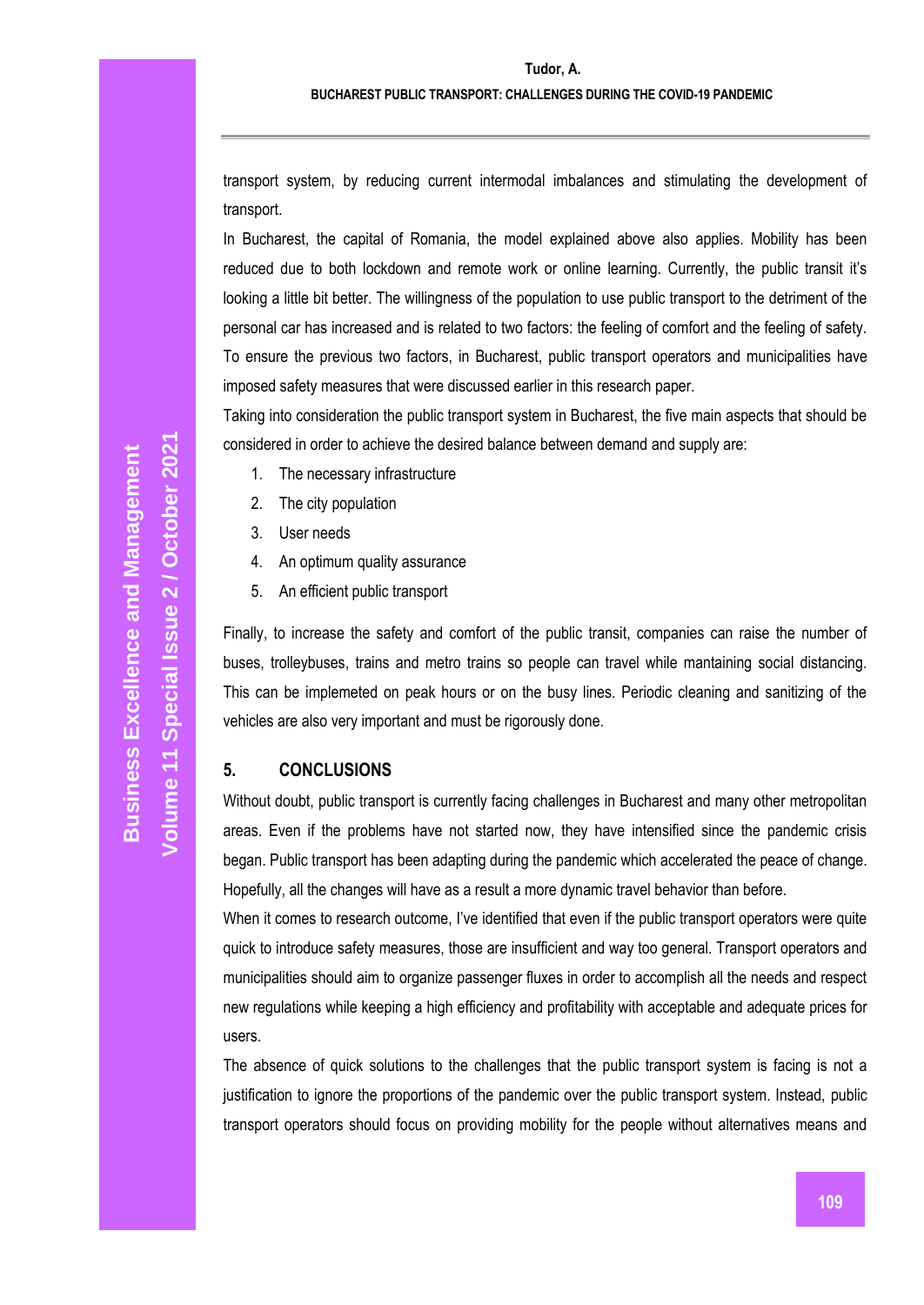transport system, by reducing current intermodal imbalances and stimulating the development of transport.

In Bucharest, the capital of Romania, the model explained above also applies. Mobility has been reduced due to both lockdown and remote work or online learning. Currently, the public transit it's looking a little bit better. The willingness of the population to use public transport to the detriment of the personal car has increased and is related to two factors: the feeling of comfort and the feeling of safety. To ensure the previous two factors, in Bucharest, public transport operators and municipalities have imposed safety measures that were discussed earlier in this research paper.

Taking into consideration the public transport system in Bucharest, the five main aspects that should be considered in order to achieve the desired balance between demand and supply are:

1. The necessary infrastructure
2. The city population
3. User needs
4. An optimum quality assurance
5. An efficient public transport

Finally, to increase the safety and comfort of the public transit, companies can raise the number of buses, trolleybuses, trains and metro trains so people can travel while mantaining social distancing. This can be implemeted on peak hours or on the busy lines. Periodic cleaning and sanitizing of the vehicles are also very important and must be rigorously done.

## 5. CONCLUSIONS

Without doubt, public transport is currently facing challenges in Bucharest and many other metropolitan areas. Even if the problems have not started now, they have intensified since the pandemic crisis began. Public transport has been adapting during the pandemic which accelerated the peace of change. Hopefully, all the changes will have as a result a more dynamic travel behavior than before.

When it comes to research outcome, I've identified that even if the public transport operators were quite quick to introduce safety measures, those are insufficient and way too general. Transport operators and municipalities should aim to organize passenger fluxes in order to accomplish all the needs and respect new regulations while keeping a high efficiency and profitability with acceptable and adequate prices for users.

The absence of quick solutions to the challenges that the public transport system is facing is not a justification to ignore the proportions of the pandemic over the public transport system. Instead, public transport operators should focus on providing mobility for the people without alternatives means and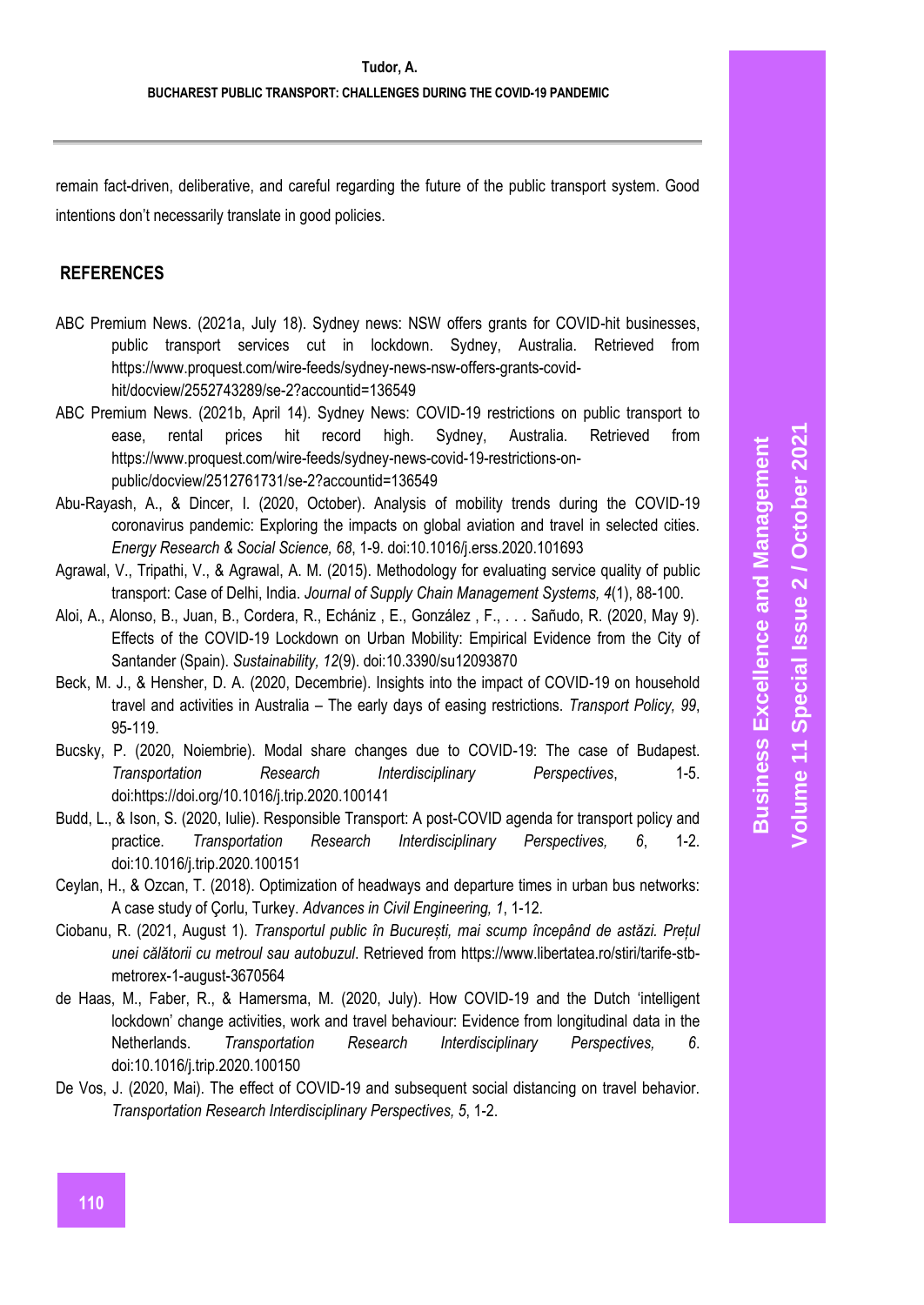remain fact-driven, deliberative, and careful regarding the future of the public transport system. Good intentions don't necessarily translate in good policies.

## REFERENCES

ABC Premium News. (2021a, July 18). Sydney news: NSW offers grants for COVID-hit businesses, public transport services cut in lockdown. Sydney, Australia. Retrieved from https://www.proquest.com/wire-feeds/sydney-news-nsw-offers-grants-covid-hit/docview/2552743289/se-2?accountid=136549

ABC Premium News. (2021b, April 14). Sydney News: COVID-19 restrictions on public transport to ease, rental prices hit record high. Sydney, Australia. Retrieved from https://www.proquest.com/wire-feeds/sydney-news-covid-19-restrictions-on-public/docview/2512761731/se-2?accountid=136549

Abu-Rayash, A., & Dincer, I. (2020, October). Analysis of mobility trends during the COVID-19 coronavirus pandemic: Exploring the impacts on global aviation and travel in selected cities. *Energy Research & Social Science, 68*, 1-9. doi:10.1016/j.erss.2020.101693

Agrawal, V., Tripathi, V., & Agrawal, A. M. (2015). Methodology for evaluating service quality of public transport: Case of Delhi, India. *Journal of Supply Chain Management Systems, 4*(1), 88-100.

Aloi, A., Alonso, B., Juan, B., Cordera, R., Echániz , E., González , F., . . . Sañudo, R. (2020, May 9). Effects of the COVID-19 Lockdown on Urban Mobility: Empirical Evidence from the City of Santander (Spain). *Sustainability, 12*(9). doi:10.3390/su12093870

Beck, M. J., & Hensher, D. A. (2020, Decembrie). Insights into the impact of COVID-19 on household travel and activities in Australia – The early days of easing restrictions. *Transport Policy, 99*, 95-119.

Bucsky, P. (2020, Noiembrie). Modal share changes due to COVID-19: The case of Budapest. *Transportation Research Interdisciplinary Perspectives*, 1-5. doi:https://doi.org/10.1016/j.trip.2020.100141

Budd, L., & Ison, S. (2020, Iulie). Responsible Transport: A post-COVID agenda for transport policy and practice. *Transportation Research Interdisciplinary Perspectives, 6*, 1-2. doi:10.1016/j.trip.2020.100151

Ceylan, H., & Ozcan, T. (2018). Optimization of headways and departure times in urban bus networks: A case study of Çorlu, Turkey. *Advances in Civil Engineering, 1*, 1-12.

Ciobanu, R. (2021, August 1). *Transportul public în București, mai scump începând de astăzi. Prețul unei călătorii cu metroul sau autobuzul*. Retrieved from https://www.libertatea.ro/stiri/tarife-stb-metrorex-1-august-3670564

de Haas, M., Faber, R., & Hamersma, M. (2020, July). How COVID-19 and the Dutch 'intelligent lockdown' change activities, work and travel behaviour: Evidence from longitudinal data in the Netherlands. *Transportation Research Interdisciplinary Perspectives, 6*. doi:10.1016/j.trip.2020.100150

De Vos, J. (2020, Mai). The effect of COVID-19 and subsequent social distancing on travel behavior. *Transportation Research Interdisciplinary Perspectives, 5*, 1-2.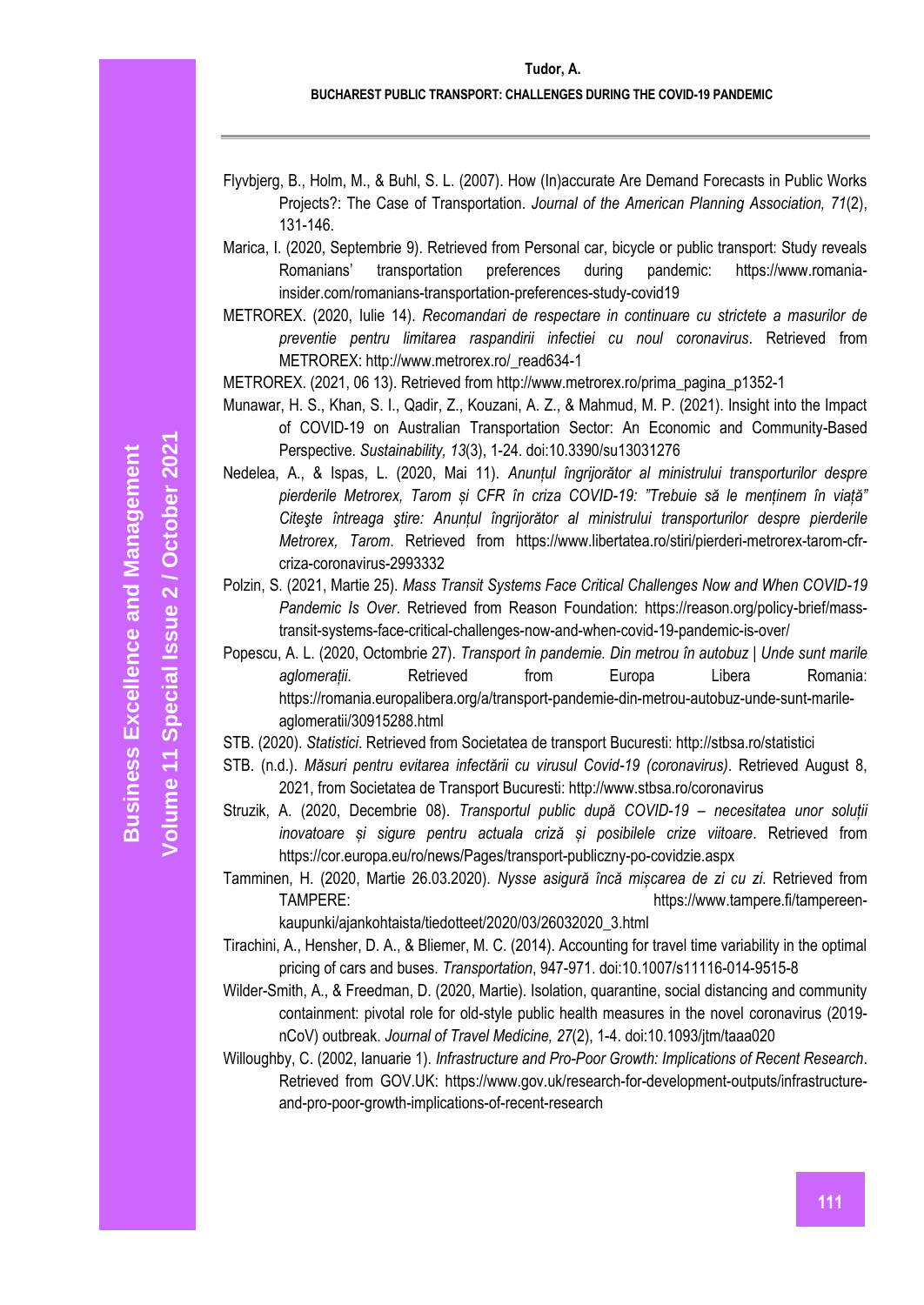Flyvbjerg, B., Holm, M., & Buhl, S. L. (2007). How (In)accurate Are Demand Forecasts in Public Works Projects?: The Case of Transportation. *Journal of the American Planning Association, 71*(2), 131-146.

Marica, I. (2020, Septembrie 9). Retrieved from Personal car, bicycle or public transport: Study reveals Romanians' transportation preferences during pandemic: https://www.romania-insider.com/romanians-transportation-preferences-study-covid19

METROREX. (2020, Iulie 14). *Recomandari de respectare in continuare cu strictete a masurilor de preventie pentru limitarea raspandirii infectiei cu noul coronavirus*. Retrieved from METROREX: http://www.metrorex.ro/_read634-1

METROREX. (2021, 06 13). Retrieved from http://www.metrorex.ro/prima_pagina_p1352-1

Munawar, H. S., Khan, S. I., Qadir, Z., Kouzani, A. Z., & Mahmud, M. P. (2021). Insight into the Impact of COVID-19 on Australian Transportation Sector: An Economic and Community-Based Perspective. *Sustainability, 13*(3), 1-24. doi:10.3390/su13031276

Nedelea, A., & Ispas, L. (2020, Mai 11). *Anunțul îngrijorător al ministrului transporturilor despre pierderile Metrorex, Tarom și CFR în criza COVID-19: "Trebuie să le menținem în viață" Citeşte întreaga ştire: Anunțul îngrijorător al ministrului transporturilor despre pierderile Metrorex, Tarom*. Retrieved from https://www.libertatea.ro/stiri/pierderi-metrorex-tarom-cfr-criza-coronavirus-2993332

Polzin, S. (2021, Martie 25). *Mass Transit Systems Face Critical Challenges Now and When COVID-19 Pandemic Is Over*. Retrieved from Reason Foundation: https://reason.org/policy-brief/mass-transit-systems-face-critical-challenges-now-and-when-covid-19-pandemic-is-over/

Popescu, A. L. (2020, Octombrie 27). *Transport în pandemie. Din metrou în autobuz | Unde sunt marile aglomerații*. Retrieved from Europa Libera Romania: https://romania.europalibera.org/a/transport-pandemie-din-metrou-autobuz-unde-sunt-marile-aglomeratii/30915288.html

STB. (2020). *Statistici*. Retrieved from Societatea de transport Bucuresti: http://stbsa.ro/statistici

STB. (n.d.). *Măsuri pentru evitarea infectării cu virusul Covid-19 (coronavirus)*. Retrieved August 8, 2021, from Societatea de Transport Bucuresti: http://www.stbsa.ro/coronavirus

Struzik, A. (2020, Decembrie 08). *Transportul public după COVID-19 – necesitatea unor soluții inovatoare și sigure pentru actuala criză și posibilele crize viitoare*. Retrieved from https://cor.europa.eu/ro/news/Pages/transport-publiczny-po-covidzie.aspx

Tamminen, H. (2020, Martie 26.03.2020). *Nysse asigură încă mișcarea de zi cu zi*. Retrieved from TAMPERE: https://www.tampere.fi/tampereen-kaupunki/ajankohtaista/tiedotteet/2020/03/26032020_3.html

Tirachini, A., Hensher, D. A., & Bliemer, M. C. (2014). Accounting for travel time variability in the optimal pricing of cars and buses. *Transportation*, 947-971. doi:10.1007/s11116-014-9515-8

Wilder-Smith, A., & Freedman, D. (2020, Martie). Isolation, quarantine, social distancing and community containment: pivotal role for old-style public health measures in the novel coronavirus (2019-nCoV) outbreak. *Journal of Travel Medicine, 27*(2), 1-4. doi:10.1093/jtm/taaa020

Willoughby, C. (2002, Ianuarie 1). *Infrastructure and Pro-Poor Growth: Implications of Recent Research*. Retrieved from GOV.UK: https://www.gov.uk/research-for-development-outputs/infrastructure-and-pro-poor-growth-implications-of-recent-research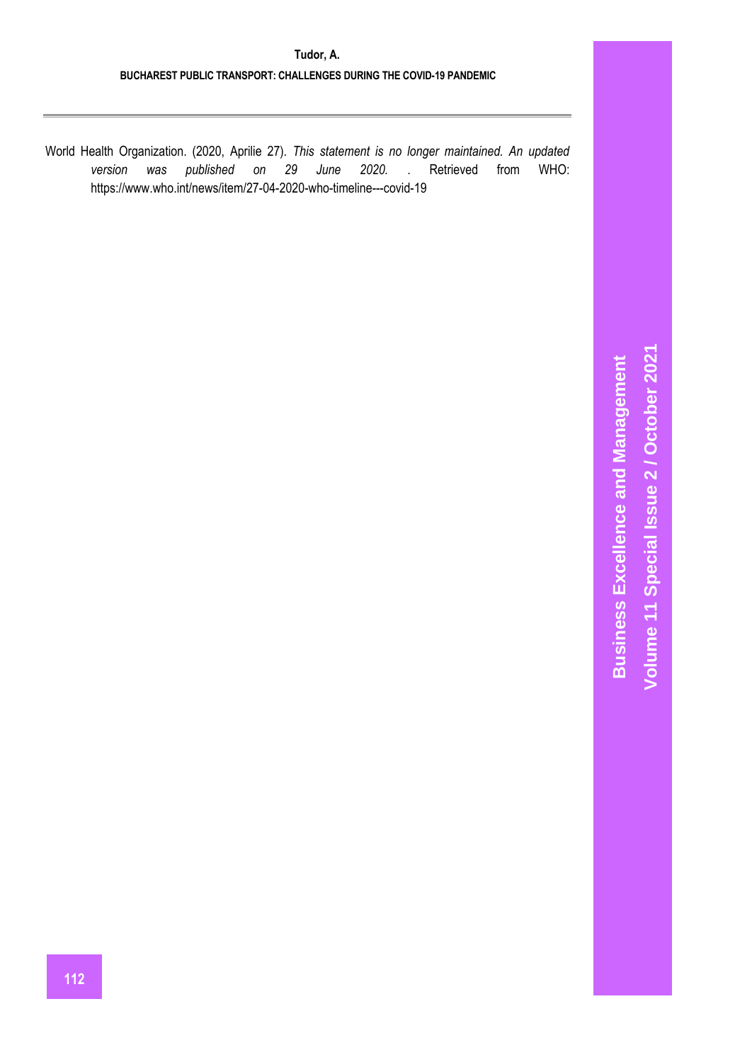World Health Organization. (2020, Aprilie 27). *This statement is no longer maintained. An updated version was published on 29 June 2020.* . Retrieved from WHO: https://www.who.int/news/item/27-04-2020-who-timeline---covid-19